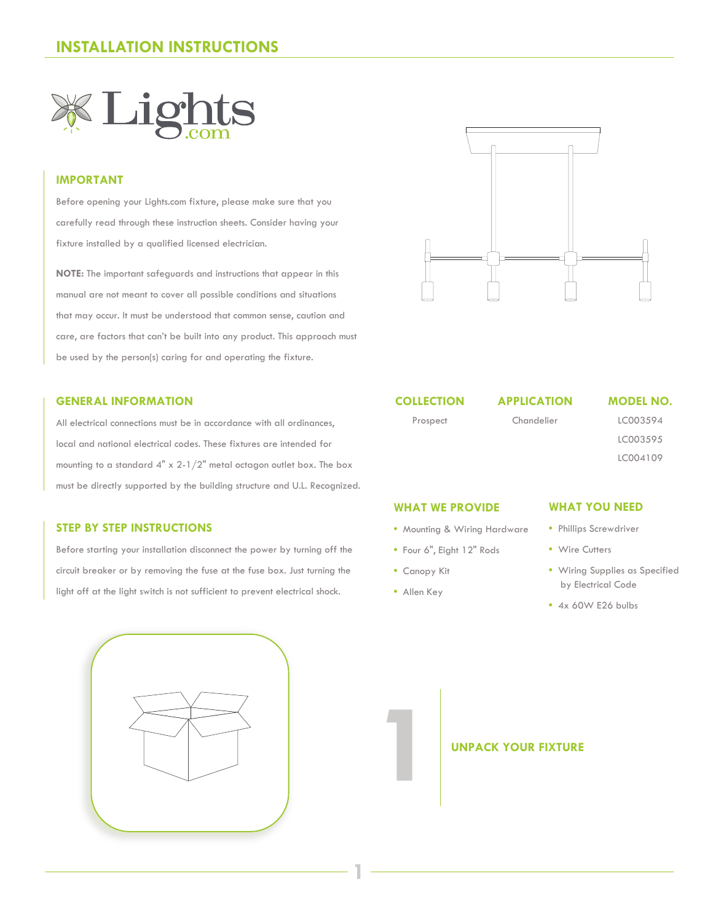# INSTALLATION INSTRUCTIONS

Lights.com

## IMPORTANT

Before opening your Lights.com fixture, please make sure that you carefully read through these instruction sheets. Consider having your fixture installed by a qualified licensed electrician.

**NOTE:** The important safeguards and instructions that appear in this manual are not meant to cover all possible conditions and situations that may occur. It must be understood that common sense, caution and care, are factors that can't be built into any product. This approach must be used by the person(s) caring for and operating the fixture.

## GENERAL INFORMATION

All electrical connections must be in accordance with all ordinances, local and national electrical codes. These fixtures are intended for mounting to a standard 4" x 2-1/2" metal octagon outlet box. The box must be directly supported by the building structure and U.L. Recognized.

## STEP BY STEP INSTRUCTIONS

Before starting your installation disconnect the power by turning off the circuit breaker or by removing the fuse at the fuse box. Just turning the light off at the light switch is not sufficient to prevent electrical shock.

| COLLECTION | APPLICATION | MODEL NO. |
|---|---|---|
| Prospect | Chandelier | LC003594 |
| | | LC003595 |
| | | LC004109 |

## WHAT WE PROVIDE

- Mounting & Wiring Hardware
- Four 6", Eight 12" Rods
- Canopy Kit
- Allen Key

## WHAT YOU NEED

- Phillips Screwdriver
- Wire Cutters
- Wiring Supplies as Specified by Electrical Code
- 4x 60W E26 bulbs

## 1 UNPACK YOUR FIXTURE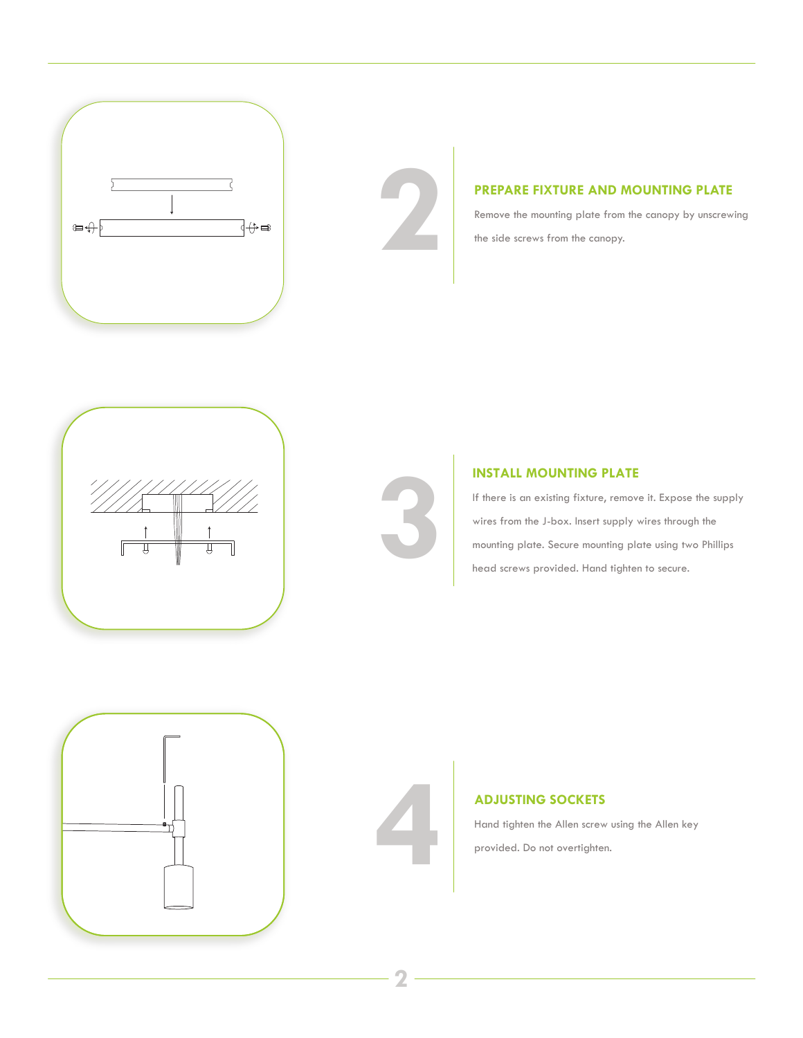## 2 PREPARE FIXTURE AND MOUNTING PLATE

Remove the mounting plate from the canopy by unscrewing the side screws from the canopy.

## 3 INSTALL MOUNTING PLATE

If there is an existing fixture, remove it. Expose the supply wires from the J-box. Insert supply wires through the mounting plate. Secure mounting plate using two Phillips head screws provided. Hand tighten to secure.

## 4 ADJUSTING SOCKETS

Hand tighten the Allen screw using the Allen key provided. Do not overtighten.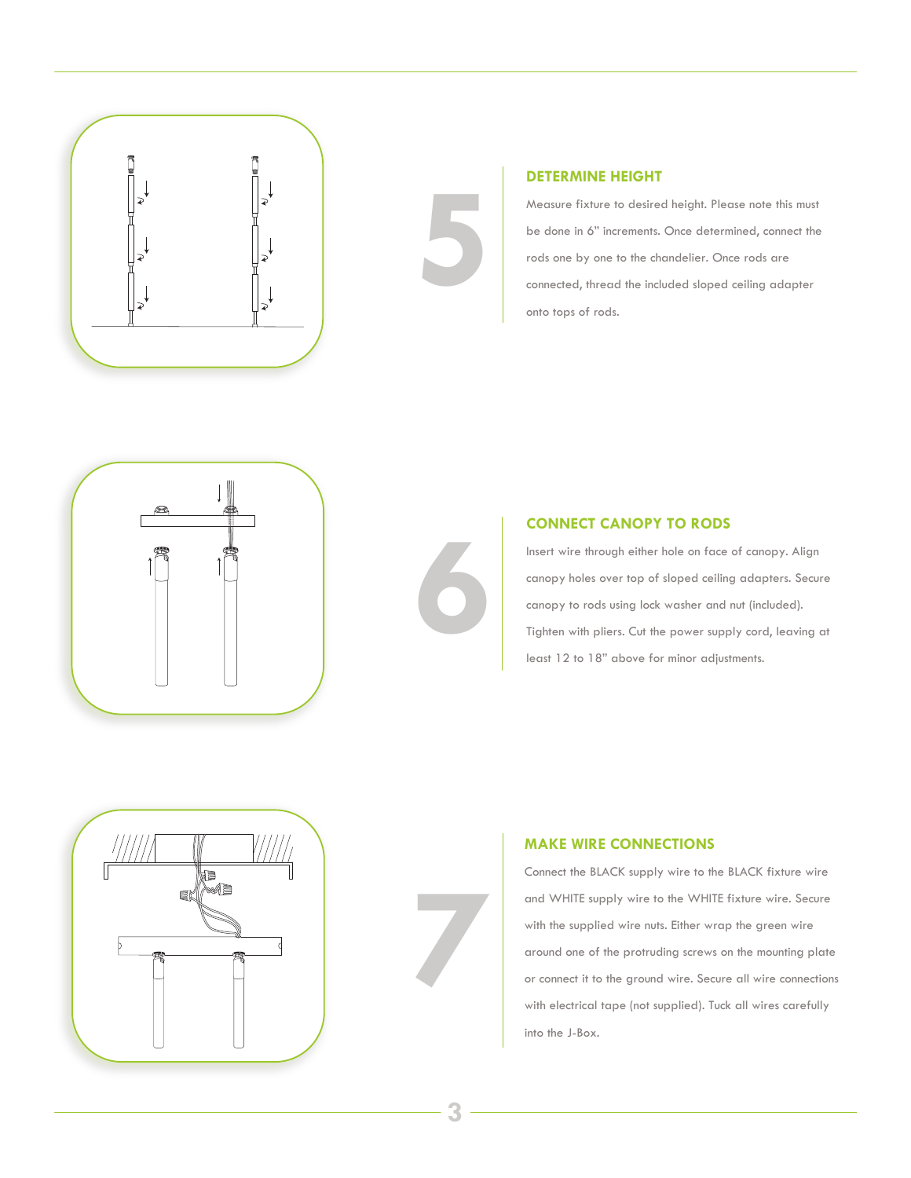## 5 DETERMINE HEIGHT

Measure fixture to desired height. Please note this must be done in 6" increments. Once determined, connect the rods one by one to the chandelier. Once rods are connected, thread the included sloped ceiling adapter onto tops of rods.

## 6 CONNECT CANOPY TO RODS

Insert wire through either hole on face of canopy. Align canopy holes over top of sloped ceiling adapters. Secure canopy to rods using lock washer and nut (included). Tighten with pliers. Cut the power supply cord, leaving at least 12 to 18" above for minor adjustments.

## 7 MAKE WIRE CONNECTIONS

Connect the BLACK supply wire to the BLACK fixture wire and WHITE supply wire to the WHITE fixture wire. Secure with the supplied wire nuts. Either wrap the green wire around one of the protruding screws on the mounting plate or connect it to the ground wire. Secure all wire connections with electrical tape (not supplied). Tuck all wires carefully into the J-Box.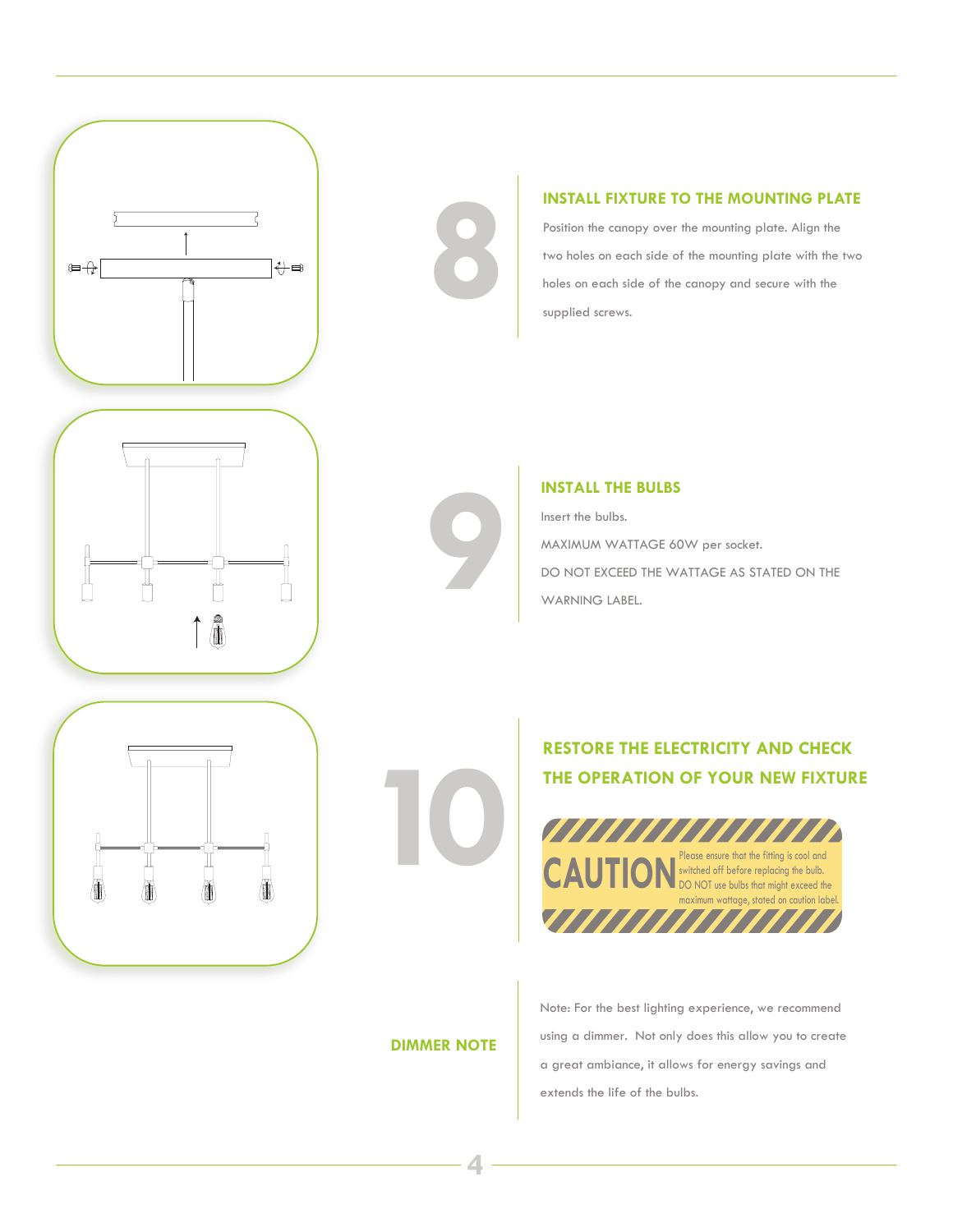8

## INSTALL FIXTURE TO THE MOUNTING PLATE

Position the canopy over the mounting plate. Align the two holes on each side of the mounting plate with the two holes on each side of the canopy and secure with the supplied screws.

9

## INSTALL THE BULBS

Insert the bulbs.

MAXIMUM WATTAGE 60W per socket.

DO NOT EXCEED THE WATTAGE AS STATED ON THE WARNING LABEL.

10

## RESTORE THE ELECTRICITY AND CHECK THE OPERATION OF YOUR NEW FIXTURE

**CAUTION** Please ensure that the fitting is cool and switched off before replacing the bulb. DO NOT use bulbs that might exceed the maximum wattage, stated on caution label.

## DIMMER NOTE

Note: For the best lighting experience, we recommend using a dimmer. Not only does this allow you to create a great ambiance, it allows for energy savings and extends the life of the bulbs.